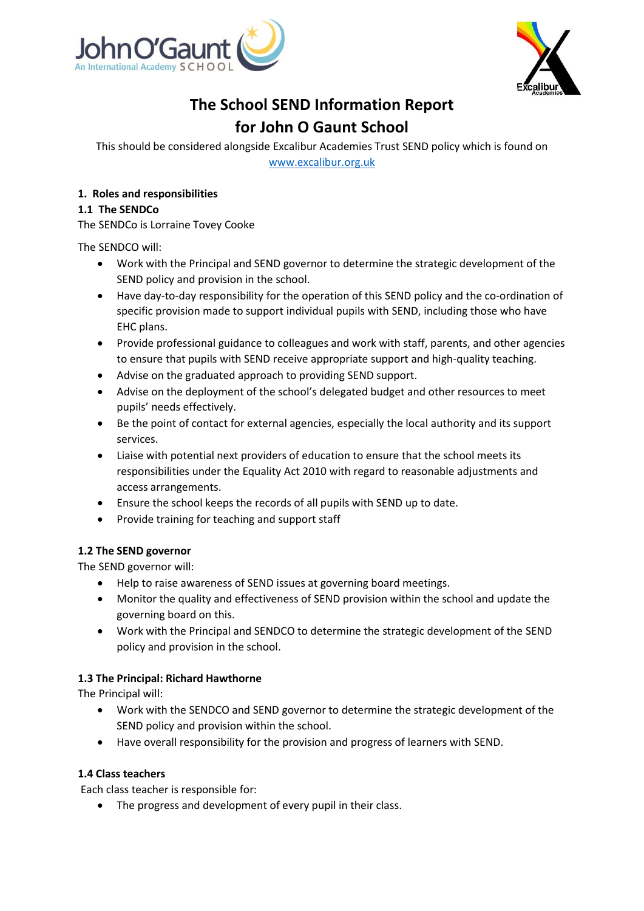# The School SEND Information Report

# for John O Gaunt School

This should be considered alongside Excalibur Academies Trust SEND policy which is found on [www.excalibur.org.uk](www.excalibur.org.uk)

## 1. Roles and responsibilities

### 1.1 The SENDCo

The SENDCo is Lorraine Tovey Cooke

The SENDCO will:

- Work with the Principal and SEND governor to determine the strategic development of the SEND policy and provision in the school.
- Have day-to-day responsibility for the operation of this SEND policy and the co-ordination of specific provision made to support individual pupils with SEND, including those who have EHC plans.
- Provide professional guidance to colleagues and work with staff, parents, and other agencies to ensure that pupils with SEND receive appropriate support and high-quality teaching.
- Advise on the graduated approach to providing SEND support.
- Advise on the deployment of the school's delegated budget and other resources to meet pupils' needs effectively.
- Be the point of contact for external agencies, especially the local authority and its support services.
- Liaise with potential next providers of education to ensure that the school meets its responsibilities under the Equality Act 2010 with regard to reasonable adjustments and access arrangements.
- Ensure the school keeps the records of all pupils with SEND up to date.
- Provide training for teaching and support staff

### 1.2 The SEND governor

The SEND governor will:

- Help to raise awareness of SEND issues at governing board meetings.
- Monitor the quality and effectiveness of SEND provision within the school and update the governing board on this.
- Work with the Principal and SENDCO to determine the strategic development of the SEND policy and provision in the school.

### 1.3 The Principal: Richard Hawthorne

The Principal will:

- Work with the SENDCO and SEND governor to determine the strategic development of the SEND policy and provision within the school.
- Have overall responsibility for the provision and progress of learners with SEND.

### 1.4 Class teachers

Each class teacher is responsible for:

- The progress and development of every pupil in their class.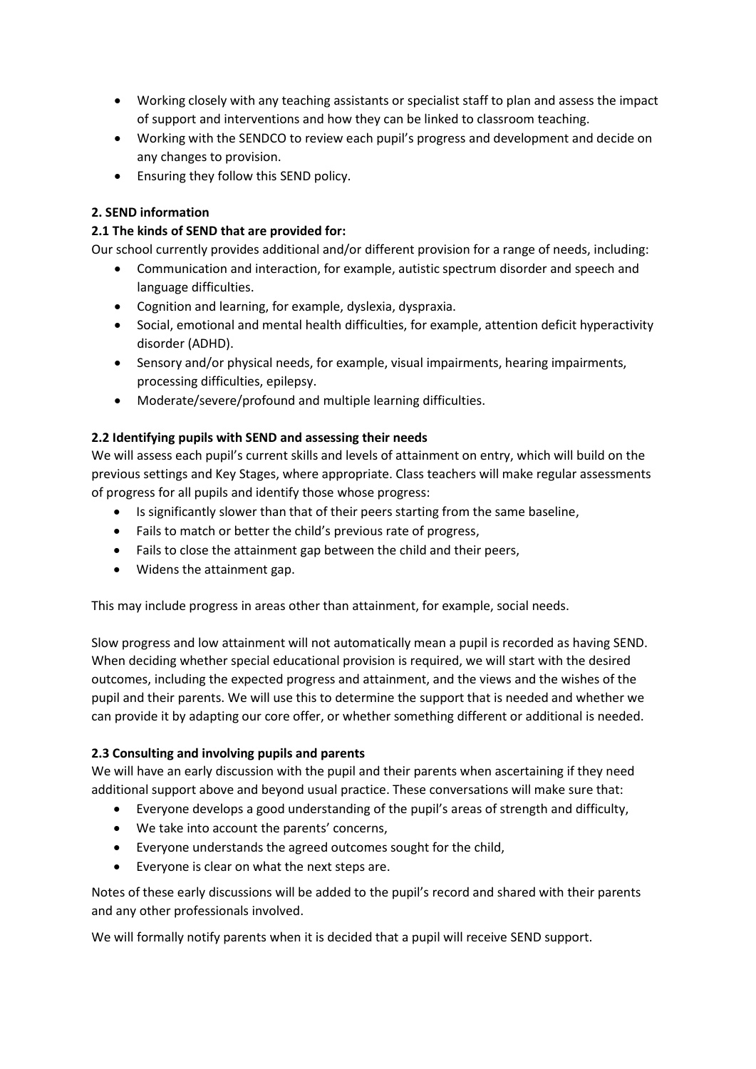- Working closely with any teaching assistants or specialist staff to plan and assess the impact of support and interventions and how they can be linked to classroom teaching.
- Working with the SENDCO to review each pupil's progress and development and decide on any changes to provision.
- Ensuring they follow this SEND policy.

**2. SEND information**

**2.1 The kinds of SEND that are provided for:**

Our school currently provides additional and/or different provision for a range of needs, including:

- Communication and interaction, for example, autistic spectrum disorder and speech and language difficulties.
- Cognition and learning, for example, dyslexia, dyspraxia.
- Social, emotional and mental health difficulties, for example, attention deficit hyperactivity disorder (ADHD).
- Sensory and/or physical needs, for example, visual impairments, hearing impairments, processing difficulties, epilepsy.
- Moderate/severe/profound and multiple learning difficulties.

**2.2 Identifying pupils with SEND and assessing their needs**

We will assess each pupil's current skills and levels of attainment on entry, which will build on the previous settings and Key Stages, where appropriate. Class teachers will make regular assessments of progress for all pupils and identify those whose progress:

- Is significantly slower than that of their peers starting from the same baseline,
- Fails to match or better the child's previous rate of progress,
- Fails to close the attainment gap between the child and their peers,
- Widens the attainment gap.

This may include progress in areas other than attainment, for example, social needs.

Slow progress and low attainment will not automatically mean a pupil is recorded as having SEND. When deciding whether special educational provision is required, we will start with the desired outcomes, including the expected progress and attainment, and the views and the wishes of the pupil and their parents. We will use this to determine the support that is needed and whether we can provide it by adapting our core offer, or whether something different or additional is needed.

**2.3 Consulting and involving pupils and parents**

We will have an early discussion with the pupil and their parents when ascertaining if they need additional support above and beyond usual practice. These conversations will make sure that:

- Everyone develops a good understanding of the pupil's areas of strength and difficulty,
- We take into account the parents' concerns,
- Everyone understands the agreed outcomes sought for the child,
- Everyone is clear on what the next steps are.

Notes of these early discussions will be added to the pupil's record and shared with their parents and any other professionals involved.

We will formally notify parents when it is decided that a pupil will receive SEND support.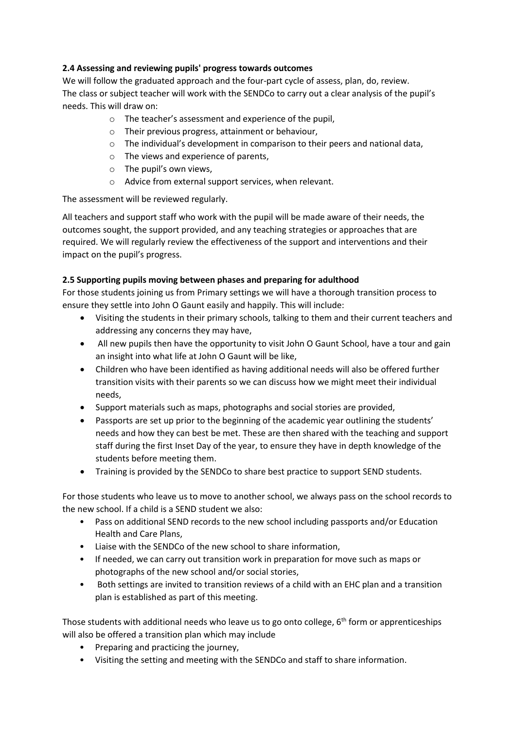**2.4 Assessing and reviewing pupils' progress towards outcomes**

We will follow the graduated approach and the four-part cycle of assess, plan, do, review.
The class or subject teacher will work with the SENDCo to carry out a clear analysis of the pupil's needs. This will draw on:

- The teacher's assessment and experience of the pupil,
- Their previous progress, attainment or behaviour,
- The individual's development in comparison to their peers and national data,
- The views and experience of parents,
- The pupil's own views,
- Advice from external support services, when relevant.

The assessment will be reviewed regularly.

All teachers and support staff who work with the pupil will be made aware of their needs, the outcomes sought, the support provided, and any teaching strategies or approaches that are required. We will regularly review the effectiveness of the support and interventions and their impact on the pupil's progress.

**2.5 Supporting pupils moving between phases and preparing for adulthood**

For those students joining us from Primary settings we will have a thorough transition process to ensure they settle into John O Gaunt easily and happily. This will include:

- Visiting the students in their primary schools, talking to them and their current teachers and addressing any concerns they may have,
- All new pupils then have the opportunity to visit John O Gaunt School, have a tour and gain an insight into what life at John O Gaunt will be like,
- Children who have been identified as having additional needs will also be offered further transition visits with their parents so we can discuss how we might meet their individual needs,
- Support materials such as maps, photographs and social stories are provided,
- Passports are set up prior to the beginning of the academic year outlining the students' needs and how they can best be met. These are then shared with the teaching and support staff during the first Inset Day of the year, to ensure they have in depth knowledge of the students before meeting them.
- Training is provided by the SENDCo to share best practice to support SEND students.

For those students who leave us to move to another school, we always pass on the school records to the new school. If a child is a SEND student we also:

- Pass on additional SEND records to the new school including passports and/or Education Health and Care Plans,
- Liaise with the SENDCo of the new school to share information,
- If needed, we can carry out transition work in preparation for move such as maps or photographs of the new school and/or social stories,
- Both settings are invited to transition reviews of a child with an EHC plan and a transition plan is established as part of this meeting.

Those students with additional needs who leave us to go onto college, 6th form or apprenticeships will also be offered a transition plan which may include

- Preparing and practicing the journey,
- Visiting the setting and meeting with the SENDCo and staff to share information.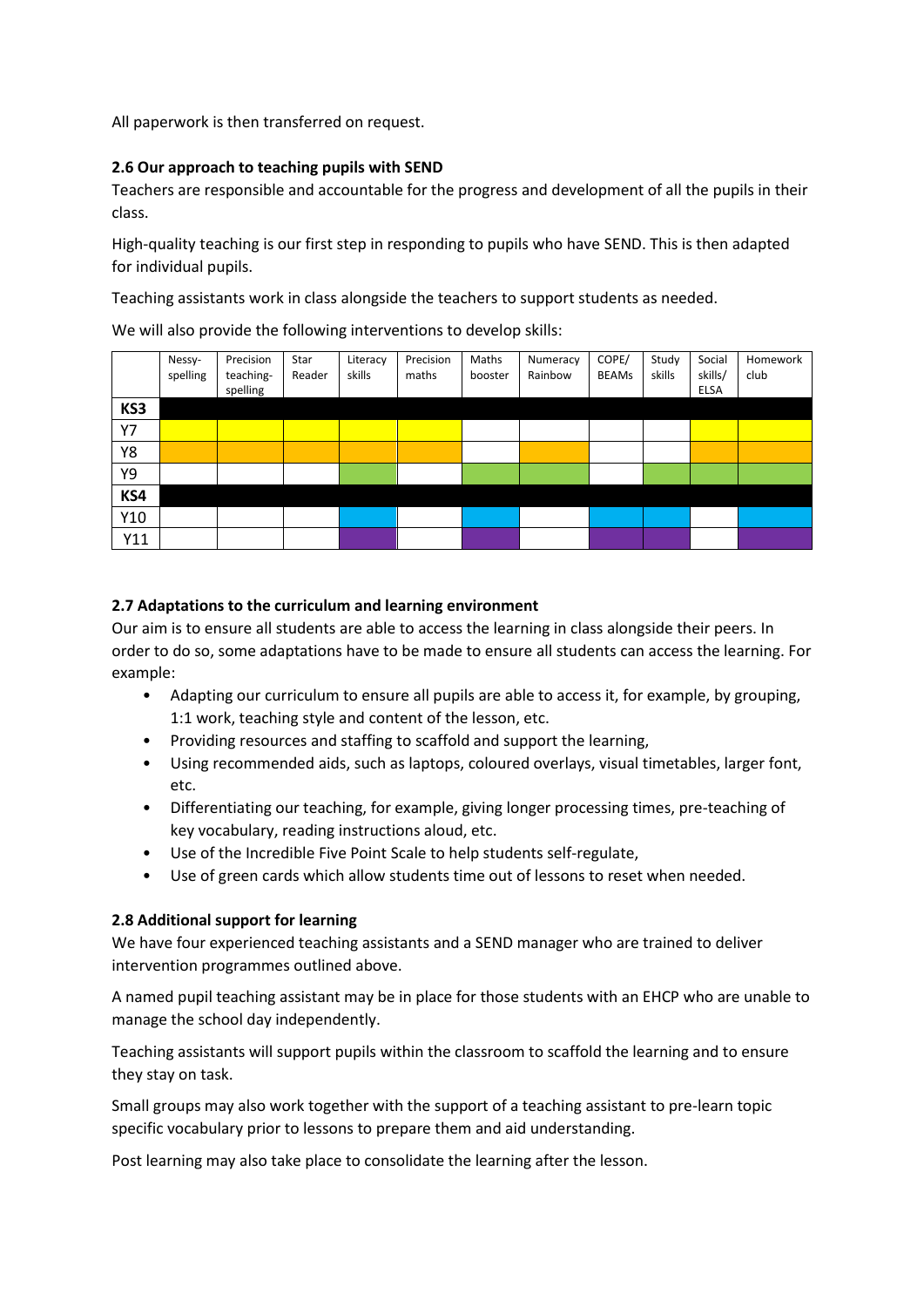All paperwork is then transferred on request.

### 2.6 Our approach to teaching pupils with SEND

Teachers are responsible and accountable for the progress and development of all the pupils in their class.

High-quality teaching is our first step in responding to pupils who have SEND. This is then adapted for individual pupils.

Teaching assistants work in class alongside the teachers to support students as needed.

We will also provide the following interventions to develop skills:

| | Nessy-spelling | Precision teaching-spelling | Star Reader | Literacy skills | Precision maths | Maths booster | Numeracy Rainbow | COPE/ BEAMs | Study skills | Social skills/ ELSA | Homework club |
|---|---|---|---|---|---|---|---|---|---|---|---|
| **KS3** | | | | | | | | | | | |
| Y7 | ✓ | ✓ | ✓ | ✓ | ✓ | | | | | ✓ | ✓ |
| Y8 | ✓ | ✓ | ✓ | ✓ | ✓ | | ✓ | | | ✓ | ✓ |
| Y9 | | | | ✓ | | ✓ | ✓ | | ✓ | ✓ | ✓ |
| **KS4** | | | | | | | | | | | |
| Y10 | | | | ✓ | | ✓ | | ✓ | ✓ | | ✓ |
| Y11 | | | | ✓ | | ✓ | | ✓ | ✓ | | ✓ |

### 2.7 Adaptations to the curriculum and learning environment

Our aim is to ensure all students are able to access the learning in class alongside their peers. In order to do so, some adaptations have to be made to ensure all students can access the learning. For example:

- Adapting our curriculum to ensure all pupils are able to access it, for example, by grouping, 1:1 work, teaching style and content of the lesson, etc.
- Providing resources and staffing to scaffold and support the learning,
- Using recommended aids, such as laptops, coloured overlays, visual timetables, larger font, etc.
- Differentiating our teaching, for example, giving longer processing times, pre-teaching of key vocabulary, reading instructions aloud, etc.
- Use of the Incredible Five Point Scale to help students self-regulate,
- Use of green cards which allow students time out of lessons to reset when needed.

### 2.8 Additional support for learning

We have four experienced teaching assistants and a SEND manager who are trained to deliver intervention programmes outlined above.

A named pupil teaching assistant may be in place for those students with an EHCP who are unable to manage the school day independently.

Teaching assistants will support pupils within the classroom to scaffold the learning and to ensure they stay on task.

Small groups may also work together with the support of a teaching assistant to pre-learn topic specific vocabulary prior to lessons to prepare them and aid understanding.

Post learning may also take place to consolidate the learning after the lesson.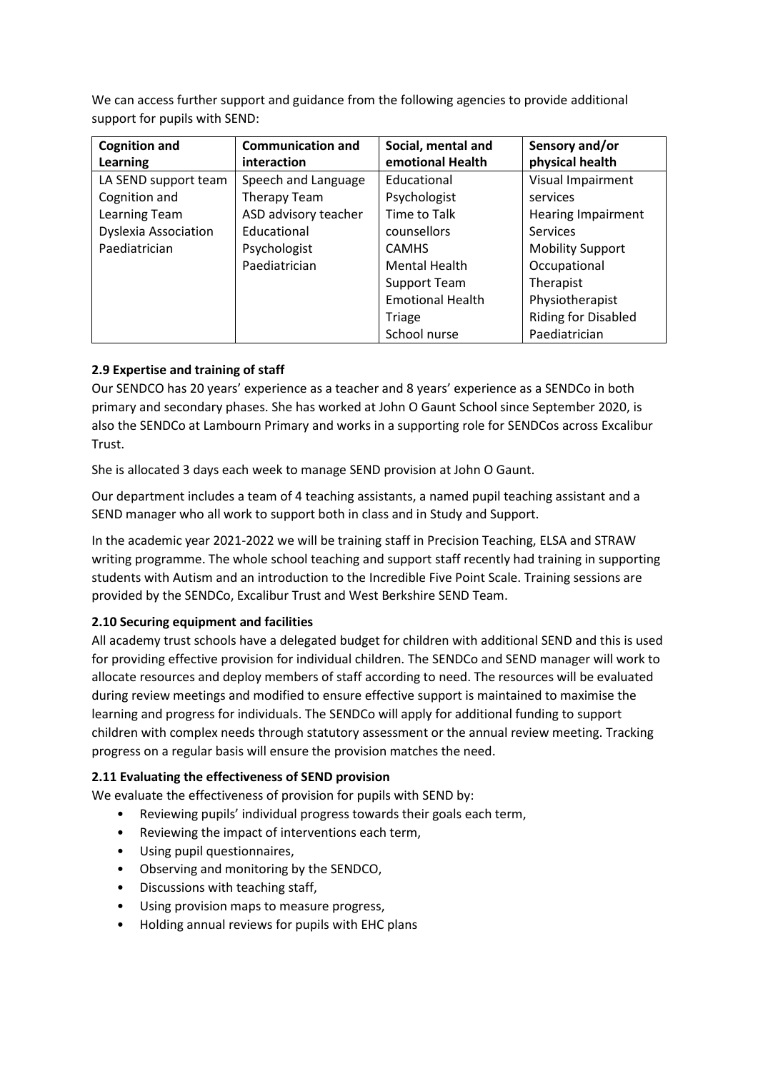We can access further support and guidance from the following agencies to provide additional support for pupils with SEND:

| Cognition and Learning | Communication and interaction | Social, mental and emotional Health | Sensory and/or physical health |
|---|---|---|---|
| LA SEND support team<br>Cognition and Learning Team<br>Dyslexia Association<br>Paediatrician | Speech and Language Therapy Team<br>ASD advisory teacher<br>Educational Psychologist<br>Paediatrician | Educational Psychologist<br>Time to Talk counsellors<br>CAMHS<br>Mental Health Support Team<br>Emotional Health Triage<br>School nurse | Visual Impairment services<br>Hearing Impairment Services<br>Mobility Support<br>Occupational Therapist<br>Physiotherapist<br>Riding for Disabled<br>Paediatrician |

### 2.9 Expertise and training of staff

Our SENDCO has 20 years' experience as a teacher and 8 years' experience as a SENDCo in both primary and secondary phases. She has worked at John O Gaunt School since September 2020, is also the SENDCo at Lambourn Primary and works in a supporting role for SENDCos across Excalibur Trust.

She is allocated 3 days each week to manage SEND provision at John O Gaunt.

Our department includes a team of 4 teaching assistants, a named pupil teaching assistant and a SEND manager who all work to support both in class and in Study and Support.

In the academic year 2021-2022 we will be training staff in Precision Teaching, ELSA and STRAW writing programme. The whole school teaching and support staff recently had training in supporting students with Autism and an introduction to the Incredible Five Point Scale. Training sessions are provided by the SENDCo, Excalibur Trust and West Berkshire SEND Team.

### 2.10 Securing equipment and facilities

All academy trust schools have a delegated budget for children with additional SEND and this is used for providing effective provision for individual children. The SENDCo and SEND manager will work to allocate resources and deploy members of staff according to need. The resources will be evaluated during review meetings and modified to ensure effective support is maintained to maximise the learning and progress for individuals. The SENDCo will apply for additional funding to support children with complex needs through statutory assessment or the annual review meeting. Tracking progress on a regular basis will ensure the provision matches the need.

### 2.11 Evaluating the effectiveness of SEND provision

We evaluate the effectiveness of provision for pupils with SEND by:

- Reviewing pupils' individual progress towards their goals each term,
- Reviewing the impact of interventions each term,
- Using pupil questionnaires,
- Observing and monitoring by the SENDCO,
- Discussions with teaching staff,
- Using provision maps to measure progress,
- Holding annual reviews for pupils with EHC plans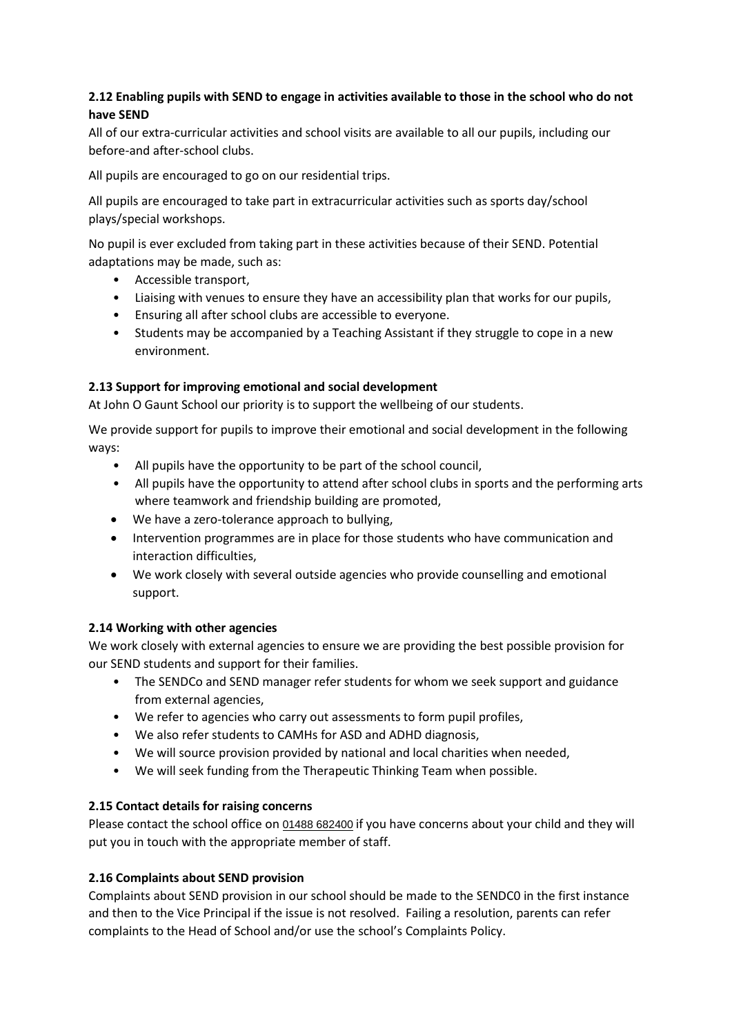**2.12 Enabling pupils with SEND to engage in activities available to those in the school who do not have SEND**

All of our extra-curricular activities and school visits are available to all our pupils, including our before-and after-school clubs.

All pupils are encouraged to go on our residential trips.

All pupils are encouraged to take part in extracurricular activities such as sports day/school plays/special workshops.

No pupil is ever excluded from taking part in these activities because of their SEND. Potential adaptations may be made, such as:

- Accessible transport,
- Liaising with venues to ensure they have an accessibility plan that works for our pupils,
- Ensuring all after school clubs are accessible to everyone.
- Students may be accompanied by a Teaching Assistant if they struggle to cope in a new environment.

**2.13 Support for improving emotional and social development**

At John O Gaunt School our priority is to support the wellbeing of our students.

We provide support for pupils to improve their emotional and social development in the following ways:

- All pupils have the opportunity to be part of the school council,
- All pupils have the opportunity to attend after school clubs in sports and the performing arts where teamwork and friendship building are promoted,
- We have a zero-tolerance approach to bullying,
- Intervention programmes are in place for those students who have communication and interaction difficulties,
- We work closely with several outside agencies who provide counselling and emotional support.

**2.14 Working with other agencies**

We work closely with external agencies to ensure we are providing the best possible provision for our SEND students and support for their families.

- The SENDCo and SEND manager refer students for whom we seek support and guidance from external agencies,
- We refer to agencies who carry out assessments to form pupil profiles,
- We also refer students to CAMHs for ASD and ADHD diagnosis,
- We will source provision provided by national and local charities when needed,
- We will seek funding from the Therapeutic Thinking Team when possible.

**2.15 Contact details for raising concerns**

Please contact the school office on 01488 682400 if you have concerns about your child and they will put you in touch with the appropriate member of staff.

**2.16 Complaints about SEND provision**

Complaints about SEND provision in our school should be made to the SENDC0 in the first instance and then to the Vice Principal if the issue is not resolved. Failing a resolution, parents can refer complaints to the Head of School and/or use the school's Complaints Policy.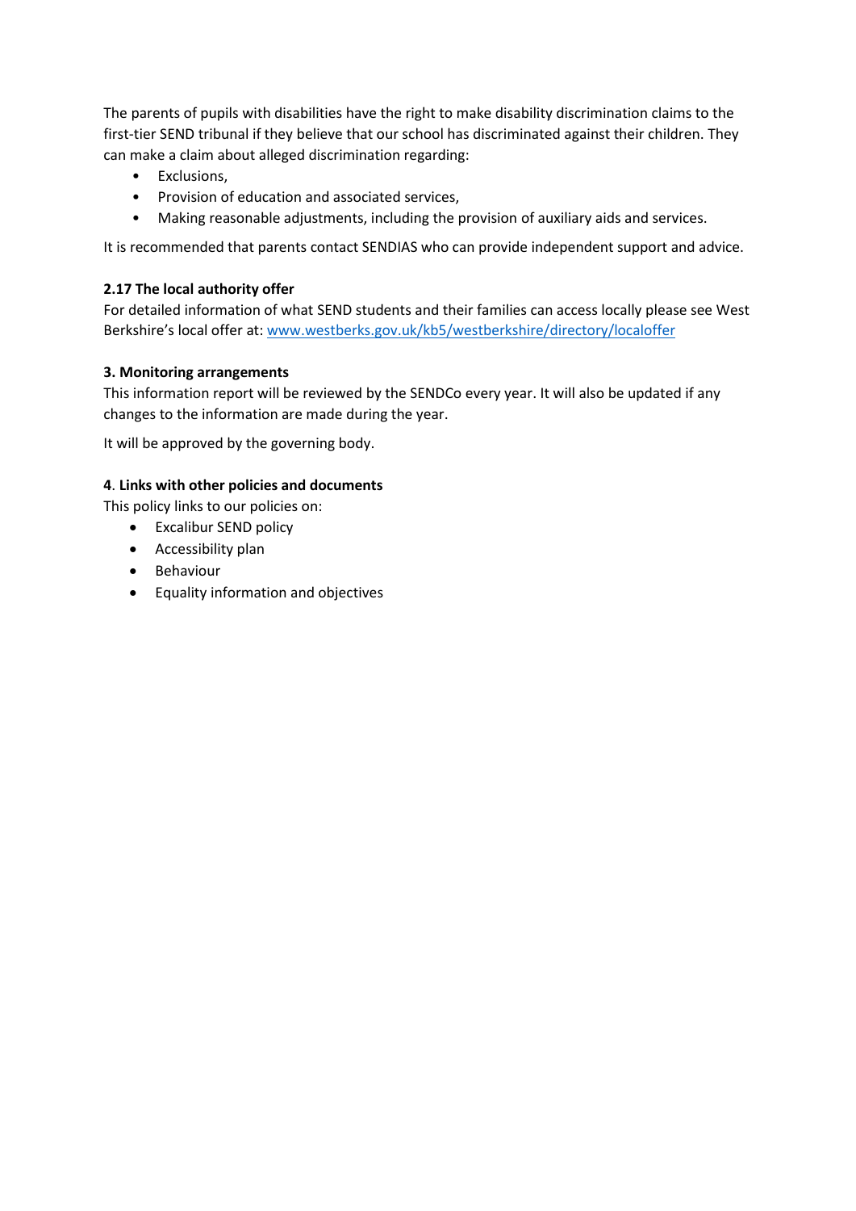The parents of pupils with disabilities have the right to make disability discrimination claims to the first-tier SEND tribunal if they believe that our school has discriminated against their children. They can make a claim about alleged discrimination regarding:

- Exclusions,
- Provision of education and associated services,
- Making reasonable adjustments, including the provision of auxiliary aids and services.

It is recommended that parents contact SENDIAS who can provide independent support and advice.

**2.17 The local authority offer**

For detailed information of what SEND students and their families can access locally please see West Berkshire's local offer at: [www.westberks.gov.uk/kb5/westberkshire/directory/localoffer](www.westberks.gov.uk/kb5/westberkshire/directory/localoffer)

**3. Monitoring arrangements**

This information report will be reviewed by the SENDCo every year. It will also be updated if any changes to the information are made during the year.

It will be approved by the governing body.

**4. Links with other policies and documents**

This policy links to our policies on:

- Excalibur SEND policy
- Accessibility plan
- Behaviour
- Equality information and objectives